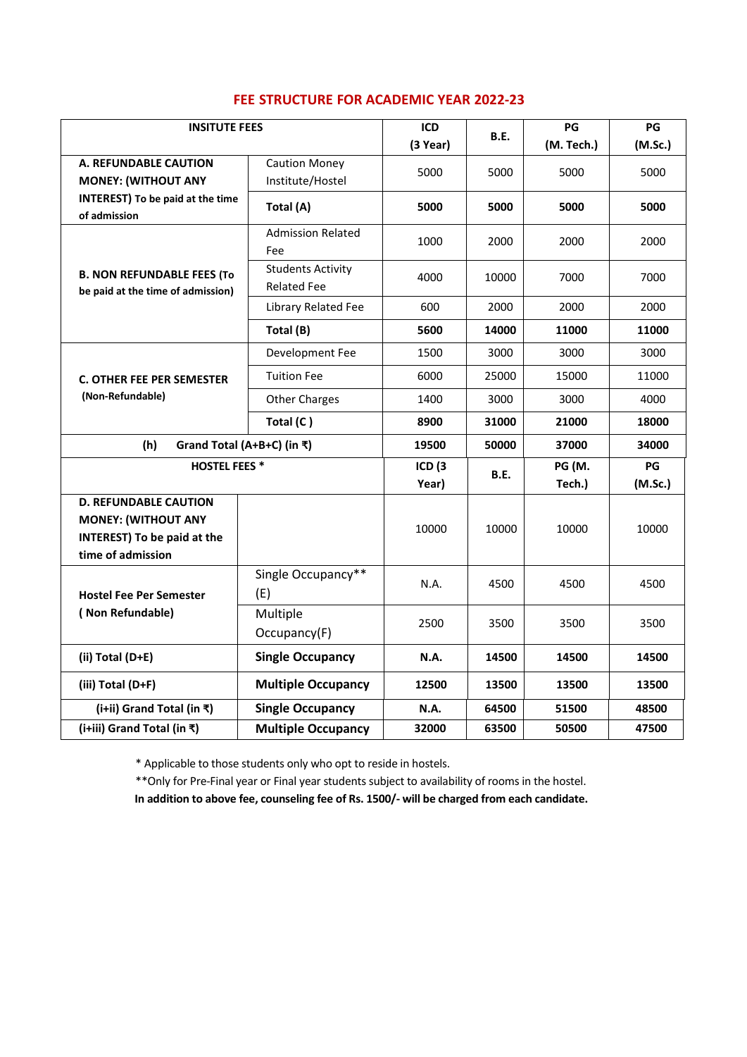## FEE STRUCTURE FOR ACADEMIC YEAR 2022-23

| INSITUTE FEES | | ICD (3 Year) | B.E. | PG (M. Tech.) | PG (M.Sc.) |
|---|---|---|---|---|---|
| **A. REFUNDABLE CAUTION MONEY: (WITHOUT ANY INTEREST)** To be paid at the time of admission | Caution Money Institute/Hostel | 5000 | 5000 | 5000 | 5000 |
| | **Total (A)** | **5000** | **5000** | **5000** | **5000** |
| **B. NON REFUNDABLE FEES (To be paid at the time of admission)** | Admission Related Fee | 1000 | 2000 | 2000 | 2000 |
| | Students Activity Related Fee | 4000 | 10000 | 7000 | 7000 |
| | Library Related Fee | 600 | 2000 | 2000 | 2000 |
| | **Total (B)** | **5600** | **14000** | **11000** | **11000** |
| **C. OTHER FEE PER SEMESTER (Non-Refundable)** | Development Fee | 1500 | 3000 | 3000 | 3000 |
| | Tuition Fee | 6000 | 25000 | 15000 | 11000 |
| | Other Charges | 1400 | 3000 | 3000 | 4000 |
| | **Total (C )** | **8900** | **31000** | **21000** | **18000** |
| **(h) Grand Total (A+B+C) (in ₹)** | | **19500** | **50000** | **37000** | **34000** |
| **HOSTEL FEES \*** | | **ICD (3 Year)** | **B.E.** | **PG (M. Tech.)** | **PG (M.Sc.)** |
| **D. REFUNDABLE CAUTION MONEY: (WITHOUT ANY INTEREST) To be paid at the time of admission** | | 10000 | 10000 | 10000 | 10000 |
| **Hostel Fee Per Semester ( Non Refundable)** | Single Occupancy** (E) | N.A. | 4500 | 4500 | 4500 |
| | Multiple Occupancy(F) | 2500 | 3500 | 3500 | 3500 |
| **(ii) Total (D+E)** | **Single Occupancy** | **N.A.** | **14500** | **14500** | **14500** |
| **(iii) Total (D+F)** | **Multiple Occupancy** | **12500** | **13500** | **13500** | **13500** |
| **(i+ii) Grand Total (in ₹)** | **Single Occupancy** | **N.A.** | **64500** | **51500** | **48500** |
| **(i+iii) Grand Total (in ₹)** | **Multiple Occupancy** | **32000** | **63500** | **50500** | **47500** |

\* Applicable to those students only who opt to reside in hostels.

\*\*Only for Pre-Final year or Final year students subject to availability of rooms in the hostel.

**In addition to above fee, counseling fee of Rs. 1500/- will be charged from each candidate.**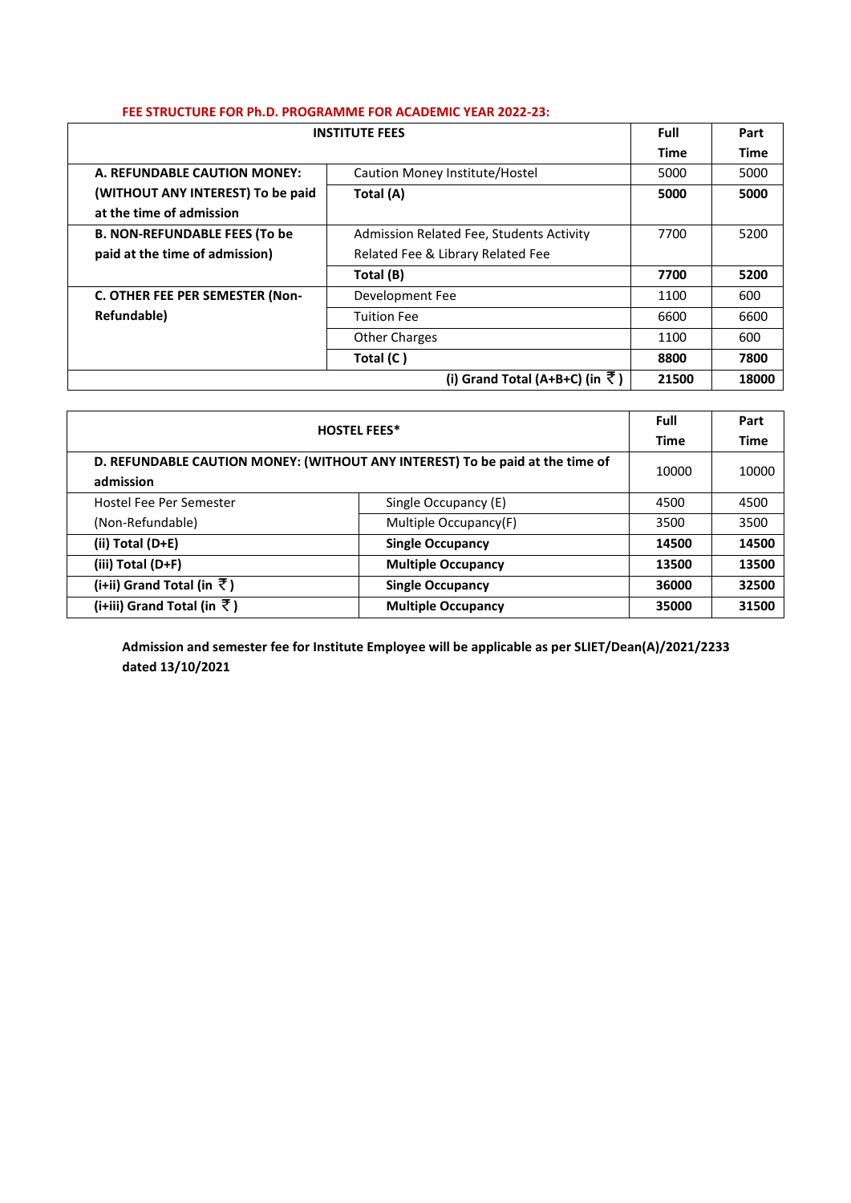**FEE STRUCTURE FOR Ph.D. PROGRAMME FOR ACADEMIC YEAR 2022-23:**

| INSTITUTE FEES | | Full Time | Part Time |
|---|---|---|---|
| **A. REFUNDABLE CAUTION MONEY: (WITHOUT ANY INTEREST) To be paid at the time of admission** | Caution Money Institute/Hostel | 5000 | 5000 |
| | **Total (A)** | **5000** | **5000** |
| **B. NON-REFUNDABLE FEES (To be paid at the time of admission)** | Admission Related Fee, Students Activity Related Fee & Library Related Fee | 7700 | 5200 |
| | **Total (B)** | **7700** | **5200** |
| **C. OTHER FEE PER SEMESTER (Non-Refundable)** | Development Fee | 1100 | 600 |
| | Tuition Fee | 6600 | 6600 |
| | Other Charges | 1100 | 600 |
| | **Total (C )** | **8800** | **7800** |
| | **(i) Grand Total (A+B+C) (in ₹ )** | **21500** | **18000** |

| HOSTEL FEES* | | Full Time | Part Time |
|---|---|---|---|
| **D. REFUNDABLE CAUTION MONEY: (WITHOUT ANY INTEREST) To be paid at the time of admission** | | 10000 | 10000 |
| Hostel Fee Per Semester (Non-Refundable) | Single Occupancy (E) | 4500 | 4500 |
| | Multiple Occupancy(F) | 3500 | 3500 |
| **(ii) Total (D+E)** | **Single Occupancy** | **14500** | **14500** |
| **(iii) Total (D+F)** | **Multiple Occupancy** | **13500** | **13500** |
| **(i+ii) Grand Total (in ₹ )** | **Single Occupancy** | **36000** | **32500** |
| **(i+iii) Grand Total (in ₹ )** | **Multiple Occupancy** | **35000** | **31500** |

**Admission and semester fee for Institute Employee will be applicable as per SLIET/Dean(A)/2021/2233 dated 13/10/2021**